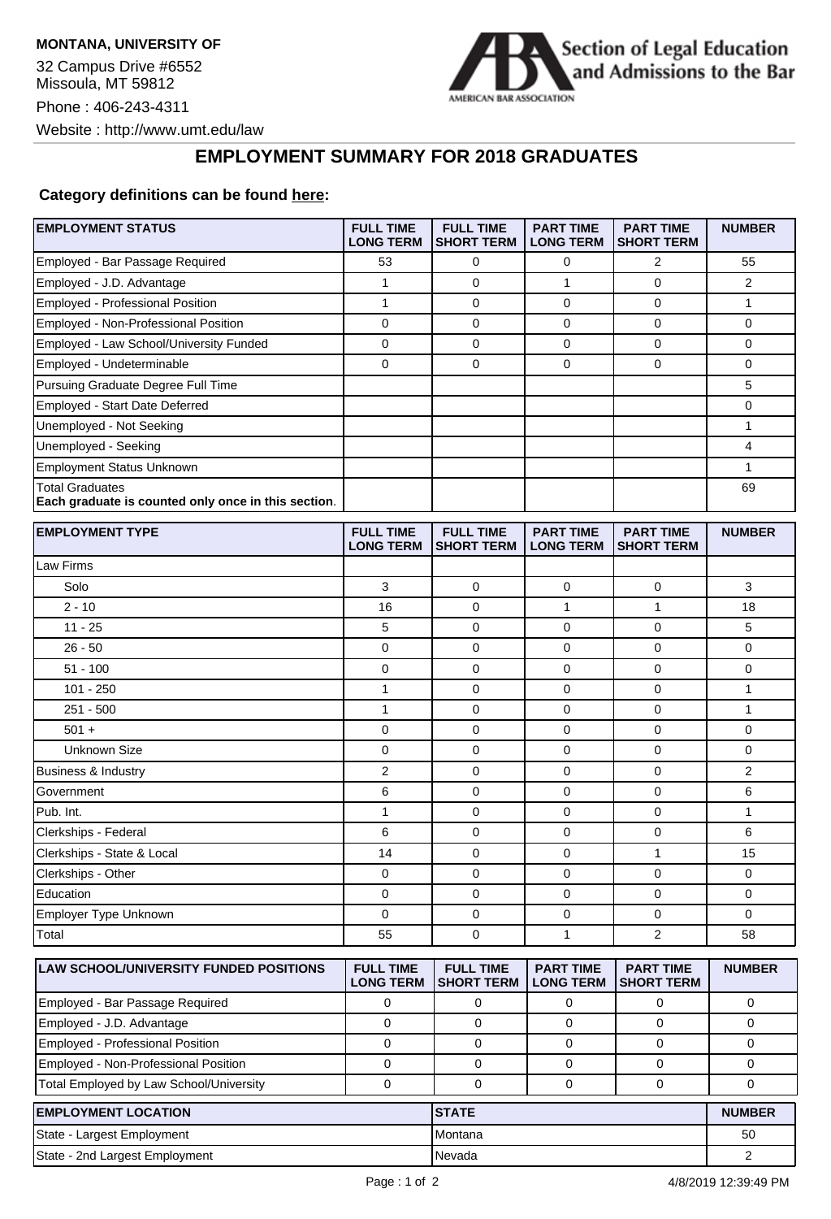**MONTANA, UNIVERSITY OF**

32 Campus Drive #6552
Missoula, MT 59812

Phone : 406-243-4311

Website : http://www.umt.edu/law

Section of Legal Education and Admissions to the Bar
AMERICAN BAR ASSOCIATION

# EMPLOYMENT SUMMARY FOR 2018 GRADUATES

**Category definitions can be found here:**

| EMPLOYMENT STATUS | FULL TIME LONG TERM | FULL TIME SHORT TERM | PART TIME LONG TERM | PART TIME SHORT TERM | NUMBER |
|---|---|---|---|---|---|
| Employed - Bar Passage Required | 53 | 0 | 0 | 2 | 55 |
| Employed - J.D. Advantage | 1 | 0 | 1 | 0 | 2 |
| Employed - Professional Position | 1 | 0 | 0 | 0 | 1 |
| Employed - Non-Professional Position | 0 | 0 | 0 | 0 | 0 |
| Employed - Law School/University Funded | 0 | 0 | 0 | 0 | 0 |
| Employed - Undeterminable | 0 | 0 | 0 | 0 | 0 |
| Pursuing Graduate Degree Full Time | | | | | 5 |
| Employed - Start Date Deferred | | | | | 0 |
| Unemployed - Not Seeking | | | | | 1 |
| Unemployed - Seeking | | | | | 4 |
| Employment Status Unknown | | | | | 1 |
| Total Graduates **Each graduate is counted only once in this section**. | | | | | 69 |

| EMPLOYMENT TYPE | FULL TIME LONG TERM | FULL TIME SHORT TERM | PART TIME LONG TERM | PART TIME SHORT TERM | NUMBER |
|---|---|---|---|---|---|
| Law Firms | | | | | |
| Solo | 3 | 0 | 0 | 0 | 3 |
| 2 - 10 | 16 | 0 | 1 | 1 | 18 |
| 11 - 25 | 5 | 0 | 0 | 0 | 5 |
| 26 - 50 | 0 | 0 | 0 | 0 | 0 |
| 51 - 100 | 0 | 0 | 0 | 0 | 0 |
| 101 - 250 | 1 | 0 | 0 | 0 | 1 |
| 251 - 500 | 1 | 0 | 0 | 0 | 1 |
| 501 + | 0 | 0 | 0 | 0 | 0 |
| Unknown Size | 0 | 0 | 0 | 0 | 0 |
| Business & Industry | 2 | 0 | 0 | 0 | 2 |
| Government | 6 | 0 | 0 | 0 | 6 |
| Pub. Int. | 1 | 0 | 0 | 0 | 1 |
| Clerkships - Federal | 6 | 0 | 0 | 0 | 6 |
| Clerkships - State & Local | 14 | 0 | 0 | 1 | 15 |
| Clerkships - Other | 0 | 0 | 0 | 0 | 0 |
| Education | 0 | 0 | 0 | 0 | 0 |
| Employer Type Unknown | 0 | 0 | 0 | 0 | 0 |
| Total | 55 | 0 | 1 | 2 | 58 |

| LAW SCHOOL/UNIVERSITY FUNDED POSITIONS | FULL TIME LONG TERM | FULL TIME SHORT TERM | PART TIME LONG TERM | PART TIME SHORT TERM | NUMBER |
|---|---|---|---|---|---|
| Employed - Bar Passage Required | 0 | 0 | 0 | 0 | 0 |
| Employed - J.D. Advantage | 0 | 0 | 0 | 0 | 0 |
| Employed - Professional Position | 0 | 0 | 0 | 0 | 0 |
| Employed - Non-Professional Position | 0 | 0 | 0 | 0 | 0 |
| Total Employed by Law School/University | 0 | 0 | 0 | 0 | 0 |

| EMPLOYMENT LOCATION | STATE | NUMBER |
|---|---|---|
| State - Largest Employment | Montana | 50 |
| State - 2nd Largest Employment | Nevada | 2 |

4/8/2019 12:39:49 PM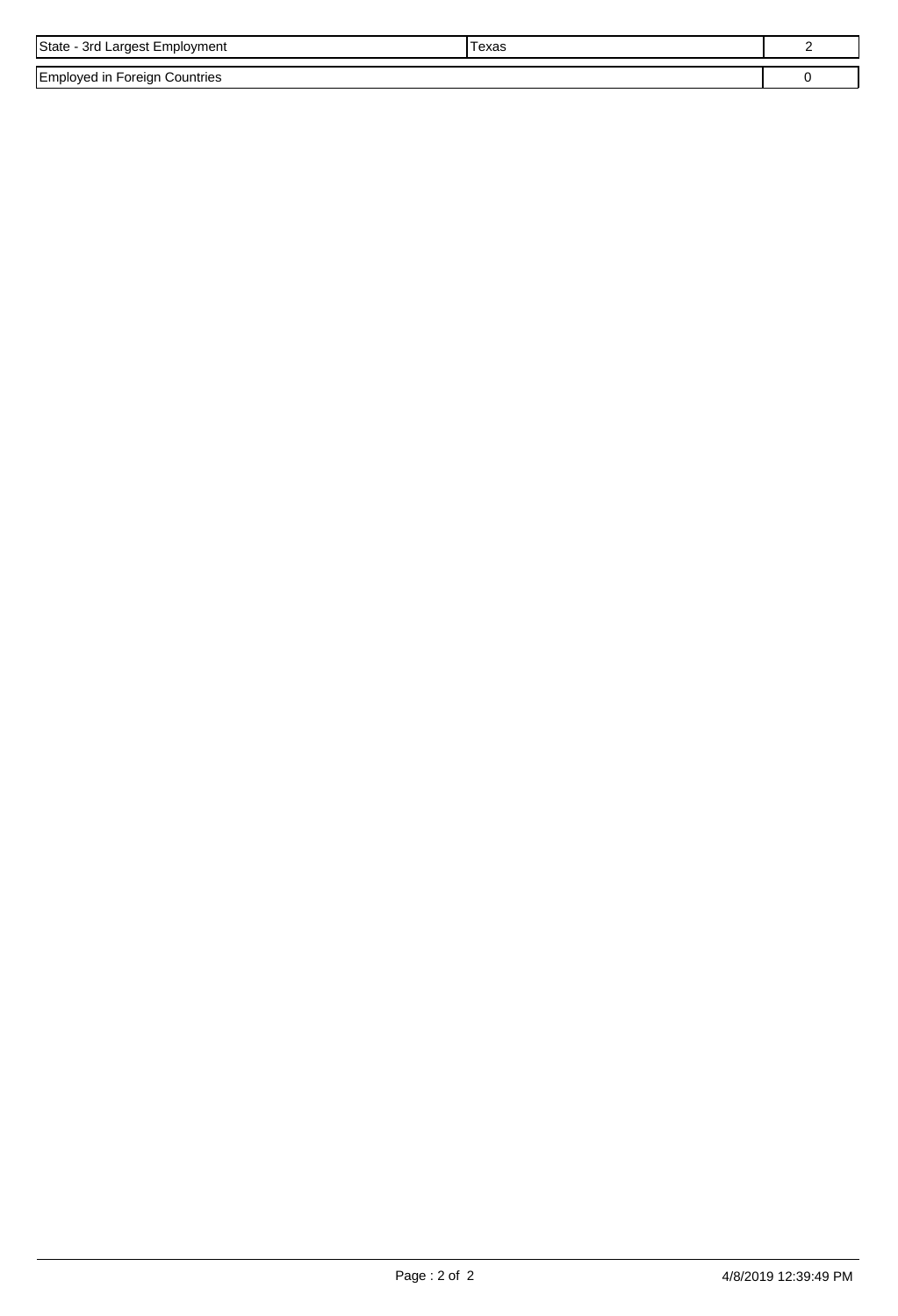| | | |
|---|---|---|
| State - 3rd Largest Employment | Texas | 2 |
| Employed in Foreign Countries | | 0 |